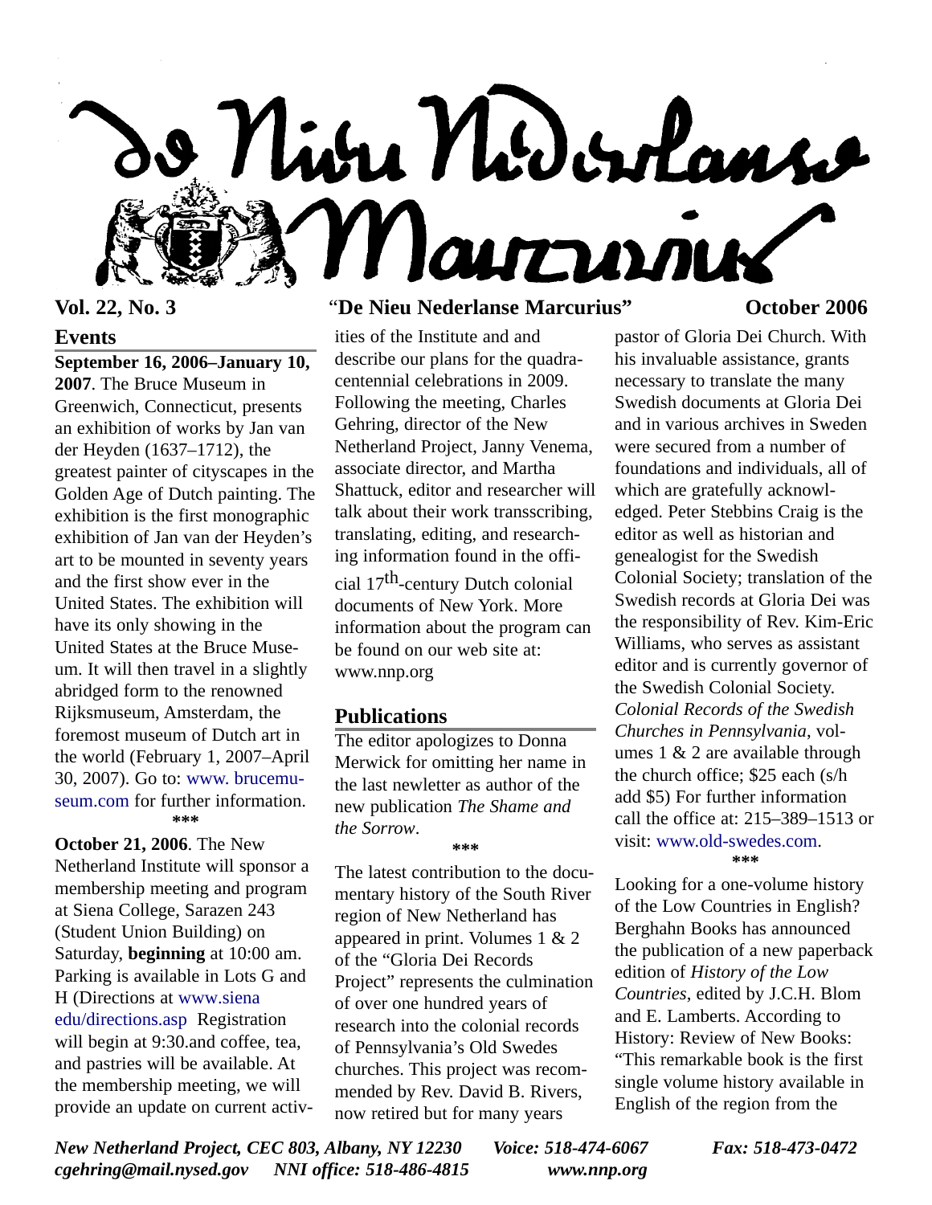# De Nieu Nederlanse Marcurius

**Vol. 22, No. 3** "**De Nieu Nederlanse Marcurius**" **October 2006**

## Events

**September 16, 2006–January 10, 2007**. The Bruce Museum in Greenwich, Connecticut, presents an exhibition of works by Jan van der Heyden (1637–1712), the greatest painter of cityscapes in the Golden Age of Dutch painting. The exhibition is the first monographic exhibition of Jan van der Heyden's art to be mounted in seventy years and the first show ever in the United States. The exhibition will have its only showing in the United States at the Bruce Museum. It will then travel in a slightly abridged form to the renowned Rijksmuseum, Amsterdam, the foremost museum of Dutch art in the world (February 1, 2007–April 30, 2007). Go to: www. brucemuseum.com for further information.

\*\*\*

**October 21, 2006**. The New Netherland Institute will sponsor a membership meeting and program at Siena College, Sarazen 243 (Student Union Building) on Saturday, **beginning** at 10:00 am. Parking is available in Lots G and H (Directions at www.siena edu/directions.asp Registration will begin at 9:30.and coffee, tea, and pastries will be available. At the membership meeting, we will provide an update on current activities of the Institute and and describe our plans for the quadracentennial celebrations in 2009. Following the meeting, Charles Gehring, director of the New Netherland Project, Janny Venema, associate director, and Martha Shattuck, editor and researcher will talk about their work transscribing, translating, editing, and researching information found in the official 17th-century Dutch colonial documents of New York. More information about the program can be found on our web site at: www.nnp.org

## Publications

The editor apologizes to Donna Merwick for omitting her name in the last newletter as author of the new publication *The Shame and the Sorrow*.

\*\*\*

The latest contribution to the documentary history of the South River region of New Netherland has appeared in print. Volumes 1 & 2 of the "Gloria Dei Records Project" represents the culmination of over one hundred years of research into the colonial records of Pennsylvania's Old Swedes churches. This project was recommended by Rev. David B. Rivers, now retired but for many years pastor of Gloria Dei Church. With his invaluable assistance, grants necessary to translate the many Swedish documents at Gloria Dei and in various archives in Sweden were secured from a number of foundations and individuals, all of which are gratefully acknowledged. Peter Stebbins Craig is the editor as well as historian and genealogist for the Swedish Colonial Society; translation of the Swedish records at Gloria Dei was the responsibility of Rev. Kim-Eric Williams, who serves as assistant editor and is currently governor of the Swedish Colonial Society. *Colonial Records of the Swedish Churches in Pennsylvania*, volumes 1 & 2 are available through the church office; $25 each (s/h add $5) For further information call the office at: 215–389–1513 or visit: www.old-swedes.com.

\*\*\*

Looking for a one-volume history of the Low Countries in English? Berghahn Books has announced the publication of a new paperback edition of *History of the Low Countries*, edited by J.C.H. Blom and E. Lamberts. According to History: Review of New Books: "This remarkable book is the first single volume history available in English of the region from the

*New Netherland Project, CEC 803, Albany, NY 12230 Voice: 518-474-6067 Fax: 518-473-0472*
*cgehring@mail.nysed.gov NNI office: 518-486-4815 www.nnp.org*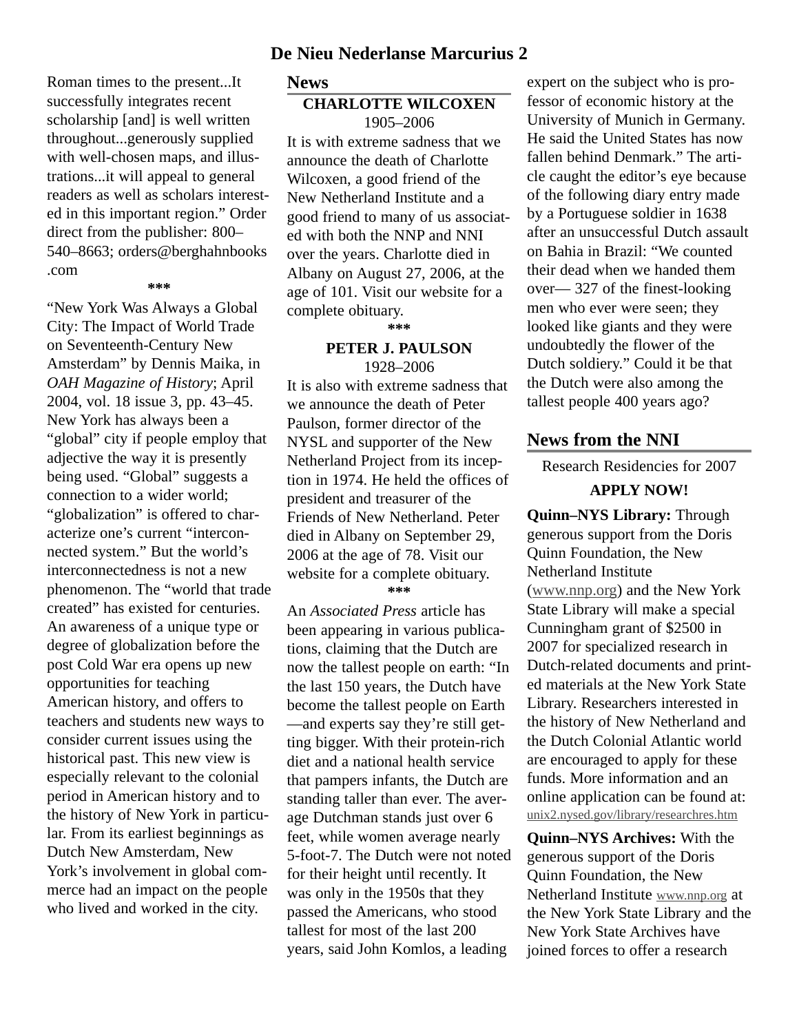Roman times to the present...It successfully integrates recent scholarship [and] is well written throughout...generously supplied with well-chosen maps, and illustrations...it will appeal to general readers as well as scholars interested in this important region." Order direct from the publisher: 800–540–8663; orders@berghahnbooks.com

***

"New York Was Always a Global City: The Impact of World Trade on Seventeenth-Century New Amsterdam" by Dennis Maika, in *OAH Magazine of History*; April 2004, vol. 18 issue 3, pp. 43–45. New York has always been a "global" city if people employ that adjective the way it is presently being used. "Global" suggests a connection to a wider world; "globalization" is offered to characterize one's current "interconnected system." But the world's interconnectedness is not a new phenomenon. The "world that trade created" has existed for centuries. An awareness of a unique type or degree of globalization before the post Cold War era opens up new opportunities for teaching American history, and offers to teachers and students new ways to consider current issues using the historical past. This new view is especially relevant to the colonial period in American history and to the history of New York in particular. From its earliest beginnings as Dutch New Amsterdam, New York's involvement in global commerce had an impact on the people who lived and worked in the city.

## News

**CHARLOTTE WILCOXEN**
1905–2006

It is with extreme sadness that we announce the death of Charlotte Wilcoxen, a good friend of the New Netherland Institute and a good friend to many of us associated with both the NNP and NNI over the years. Charlotte died in Albany on August 27, 2006, at the age of 101. Visit our website for a complete obituary.

***

**PETER J. PAULSON**
1928–2006

It is also with extreme sadness that we announce the death of Peter Paulson, former director of the NYSL and supporter of the New Netherland Project from its inception in 1974. He held the offices of president and treasurer of the Friends of New Netherland. Peter died in Albany on September 29, 2006 at the age of 78. Visit our website for a complete obituary.

***

An *Associated Press* article has been appearing in various publications, claiming that the Dutch are now the tallest people on earth: "In the last 150 years, the Dutch have become the tallest people on Earth—and experts say they're still getting bigger. With their protein-rich diet and a national health service that pampers infants, the Dutch are standing taller than ever. The average Dutchman stands just over 6 feet, while women average nearly 5-foot-7. The Dutch were not noted for their height until recently. It was only in the 1950s that they passed the Americans, who stood tallest for most of the last 200 years, said John Komlos, a leading expert on the subject who is professor of economic history at the University of Munich in Germany. He said the United States has now fallen behind Denmark." The article caught the editor's eye because of the following diary entry made by a Portuguese soldier in 1638 after an unsuccessful Dutch assault on Bahia in Brazil: "We counted their dead when we handed them over— 327 of the finest-looking men who ever were seen; they looked like giants and they were undoubtedly the flower of the Dutch soldiery." Could it be that the Dutch were also among the tallest people 400 years ago?

## News from the NNI

Research Residencies for 2007

**APPLY NOW!**

**Quinn–NYS Library:** Through generous support from the Doris Quinn Foundation, the New Netherland Institute (www.nnp.org) and the New York State Library will make a special Cunningham grant of $2500 in 2007 for specialized research in Dutch-related documents and printed materials at the New York State Library. Researchers interested in the history of New Netherland and the Dutch Colonial Atlantic world are encouraged to apply for these funds. More information and an online application can be found at: unix2.nysed.gov/library/researchres.htm

**Quinn–NYS Archives:** With the generous support of the Doris Quinn Foundation, the New Netherland Institute www.nnp.org at the New York State Library and the New York State Archives have joined forces to offer a research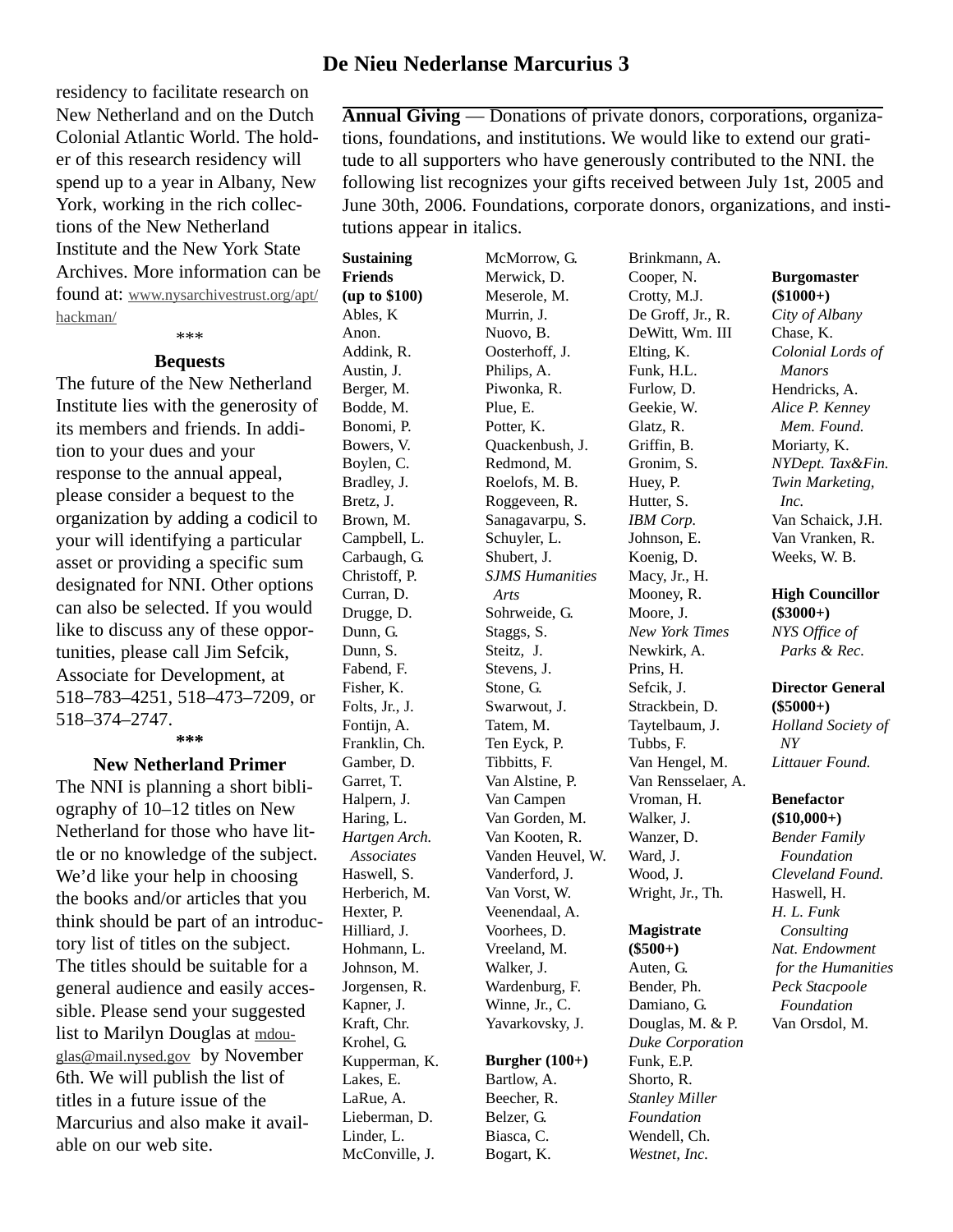residency to facilitate research on New Netherland and on the Dutch Colonial Atlantic World. The holder of this research residency will spend up to a year in Albany, New York, working in the rich collections of the New Netherland Institute and the New York State Archives. More information can be found at: www.nysarchivestrust.org/apt/hackman/

\*\*\*

### Bequests

The future of the New Netherland Institute lies with the generosity of its members and friends. In addition to your dues and your response to the annual appeal, please consider a bequest to the organization by adding a codicil to your will identifying a particular asset or providing a specific sum designated for NNI. Other options can also be selected. If you would like to discuss any of these opportunities, please call Jim Sefcik, Associate for Development, at 518–783–4251, 518–473–7209, or 518–374–2747.

**\*\*\***

### New Netherland Primer

The NNI is planning a short bibliography of 10–12 titles on New Netherland for those who have little or no knowledge of the subject. We'd like your help in choosing the books and/or articles that you think should be part of an introductory list of titles on the subject. The titles should be suitable for a general audience and easily accessible. Please send your suggested list to Marilyn Douglas at mdouglas@mail.nysed.gov by November 6th. We will publish the list of titles in a future issue of the Marcurius and also make it available on our web site.

**Annual Giving** — Donations of private donors, corporations, organizations, foundations, and institutions. We would like to extend our gratitude to all supporters who have generously contributed to the NNI. the following list recognizes your gifts received between July 1st, 2005 and June 30th, 2006. Foundations, corporate donors, organizations, and institutions appear in italics.

**Sustaining Friends (up to $100)**
Ables, K
Anon.
Addink, R.
Austin, J.
Berger, M.
Bodde, M.
Bonomi, P.
Bowers, V.
Boylen, C.
Bradley, J.
Bretz, J.
Brown, M.
Campbell, L.
Carbaugh, G.
Christoff, P.
Curran, D.
Drugge, D.
Dunn, G.
Dunn, S.
Fabend, F.
Fisher, K.
Folts, Jr., J.
Fontijn, A.
Franklin, Ch.
Gamber, D.
Garret, T.
Halpern, J.
Haring, L.
*Hartgen Arch. Associates*
Haswell, S.
Herberich, M.
Hexter, P.
Hilliard, J.
Hohmann, L.
Johnson, M.
Jorgensen, R.
Kapner, J.
Kraft, Chr.
Krohel, G.
Kupperman, K.
Lakes, E.
LaRue, A.
Lieberman, D.
Linder, L.
McConville, J.
McMorrow, G.
Merwick, D.
Meserole, M.
Murrin, J.
Nuovo, B.
Oosterhoff, J.
Philips, A.
Piwonka, R.
Plue, E.
Potter, K.
Quackenbush, J.
Redmond, M.
Roelofs, M. B.
Roggeveen, R.
Sanagavarpu, S.
Schuyler, L.
Shubert, J.
*SJMS Humanities Arts*
Sohrweide, G.
Staggs, S.
Steitz, J.
Stevens, J.
Stone, G.
Swarwout, J.
Tatem, M.
Ten Eyck, P.
Tibbitts, F.
Van Alstine, P.
Van Campen
Van Gorden, M.
Van Kooten, R.
Vanden Heuvel, W.
Vanderford, J.
Van Vorst, W.
Veenendaal, A.
Voorhees, D.
Vreeland, M.
Walker, J.
Wardenburg, F.
Winne, Jr., C.
Yavarkovsky, J.

**Burgher (100+)**
Bartlow, A.
Beecher, R.
Belzer, G.
Biasca, C.
Bogart, K.
Brinkmann, A.
Cooper, N.
Crotty, M.J.
De Groff, Jr., R.
DeWitt, Wm. III
Elting, K.
Funk, H.L.
Furlow, D.
Geekie, W.
Glatz, R.
Griffin, B.
Gronim, S.
Huey, P.
Hutter, S.
*IBM Corp.*
Johnson, E.
Koenig, D.
Macy, Jr., H.
Mooney, R.
Moore, J.
*New York Times*
Newkirk, A.
Prins, H.
Sefcik, J.
Strackbein, D.
Taytelbaum, J.
Tubbs, F.
Van Hengel, M.
Van Rensselaer, A.
Vroman, H.
Walker, J.
Wanzer, D.
Ward, J.
Wood, J.
Wright, Jr., Th.

**Magistrate ($500+)**
Auten, G.
Bender, Ph.
Damiano, G.
Douglas, M. & P.
*Duke Corporation*
Funk, E.P.
Shorto, R.
*Stanley Miller Foundation*
Wendell, Ch.
*Westnet, Inc.*

**Burgomaster ($1000+)**
*City of Albany*
Chase, K.
*Colonial Lords of Manors*
Hendricks, A.
*Alice P. Kenney Mem. Found.*
Moriarty, K.
*NYDept. Tax&Fin.*
*Twin Marketing, Inc.*
Van Schaick, J.H.
Van Vranken, R.
Weeks, W. B.

**High Councillor ($3000+)**
*NYS Office of Parks & Rec.*

**Director General ($5000+)**
*Holland Society of NY*
*Littauer Found.*

**Benefactor ($10,000+)**
*Bender Family Foundation*
*Cleveland Found.*
Haswell, H.
*H. L. Funk Consulting*
*Nat. Endowment for the Humanities*
*Peck Stacpoole Foundation*
Van Orsdol, M.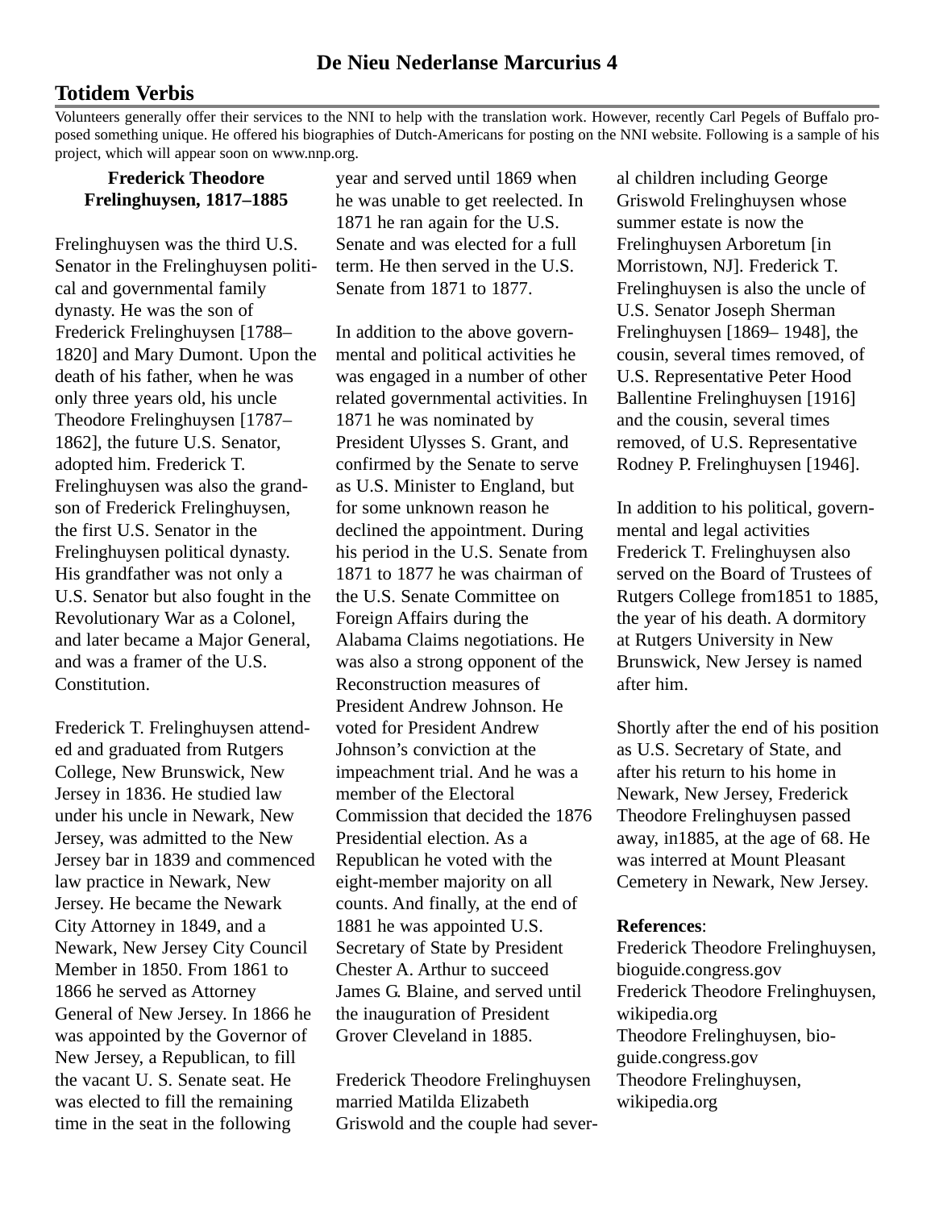## Totidem Verbis

Volunteers generally offer their services to the NNI to help with the translation work. However, recently Carl Pegels of Buffalo proposed something unique. He offered his biographies of Dutch-Americans for posting on the NNI website. Following is a sample of his project, which will appear soon on www.nnp.org.

**Frederick Theodore Frelinghuysen, 1817–1885**

Frelinghuysen was the third U.S. Senator in the Frelinghuysen political and governmental family dynasty. He was the son of Frederick Frelinghuysen [1788–1820] and Mary Dumont. Upon the death of his father, when he was only three years old, his uncle Theodore Frelinghuysen [1787–1862], the future U.S. Senator, adopted him. Frederick T. Frelinghuysen was also the grandson of Frederick Frelinghuysen, the first U.S. Senator in the Frelinghuysen political dynasty. His grandfather was not only a U.S. Senator but also fought in the Revolutionary War as a Colonel, and later became a Major General, and was a framer of the U.S. Constitution.

Frederick T. Frelinghuysen attended and graduated from Rutgers College, New Brunswick, New Jersey in 1836. He studied law under his uncle in Newark, New Jersey, was admitted to the New Jersey bar in 1839 and commenced law practice in Newark, New Jersey. He became the Newark City Attorney in 1849, and a Newark, New Jersey City Council Member in 1850. From 1861 to 1866 he served as Attorney General of New Jersey. In 1866 he was appointed by the Governor of New Jersey, a Republican, to fill the vacant U. S. Senate seat. He was elected to fill the remaining time in the seat in the following year and served until 1869 when he was unable to get reelected. In 1871 he ran again for the U.S. Senate and was elected for a full term. He then served in the U.S. Senate from 1871 to 1877.

In addition to the above governmental and political activities he was engaged in a number of other related governmental activities. In 1871 he was nominated by President Ulysses S. Grant, and confirmed by the Senate to serve as U.S. Minister to England, but for some unknown reason he declined the appointment. During his period in the U.S. Senate from 1871 to 1877 he was chairman of the U.S. Senate Committee on Foreign Affairs during the Alabama Claims negotiations. He was also a strong opponent of the Reconstruction measures of President Andrew Johnson. He voted for President Andrew Johnson's conviction at the impeachment trial. And he was a member of the Electoral Commission that decided the 1876 Presidential election. As a Republican he voted with the eight-member majority on all counts. And finally, at the end of 1881 he was appointed U.S. Secretary of State by President Chester A. Arthur to succeed James G. Blaine, and served until the inauguration of President Grover Cleveland in 1885.

Frederick Theodore Frelinghuysen married Matilda Elizabeth Griswold and the couple had several children including George Griswold Frelinghuysen whose summer estate is now the Frelinghuysen Arboretum [in Morristown, NJ]. Frederick T. Frelinghuysen is also the uncle of U.S. Senator Joseph Sherman Frelinghuysen [1869– 1948], the cousin, several times removed, of U.S. Representative Peter Hood Ballentine Frelinghuysen [1916] and the cousin, several times removed, of U.S. Representative Rodney P. Frelinghuysen [1946].

In addition to his political, governmental and legal activities Frederick T. Frelinghuysen also served on the Board of Trustees of Rutgers College from1851 to 1885, the year of his death. A dormitory at Rutgers University in New Brunswick, New Jersey is named after him.

Shortly after the end of his position as U.S. Secretary of State, and after his return to his home in Newark, New Jersey, Frederick Theodore Frelinghuysen passed away, in1885, at the age of 68. He was interred at Mount Pleasant Cemetery in Newark, New Jersey.

**References**:
Frederick Theodore Frelinghuysen, bioguide.congress.gov
Frederick Theodore Frelinghuysen, wikipedia.org
Theodore Frelinghuysen, bioguide.congress.gov
Theodore Frelinghuysen, wikipedia.org